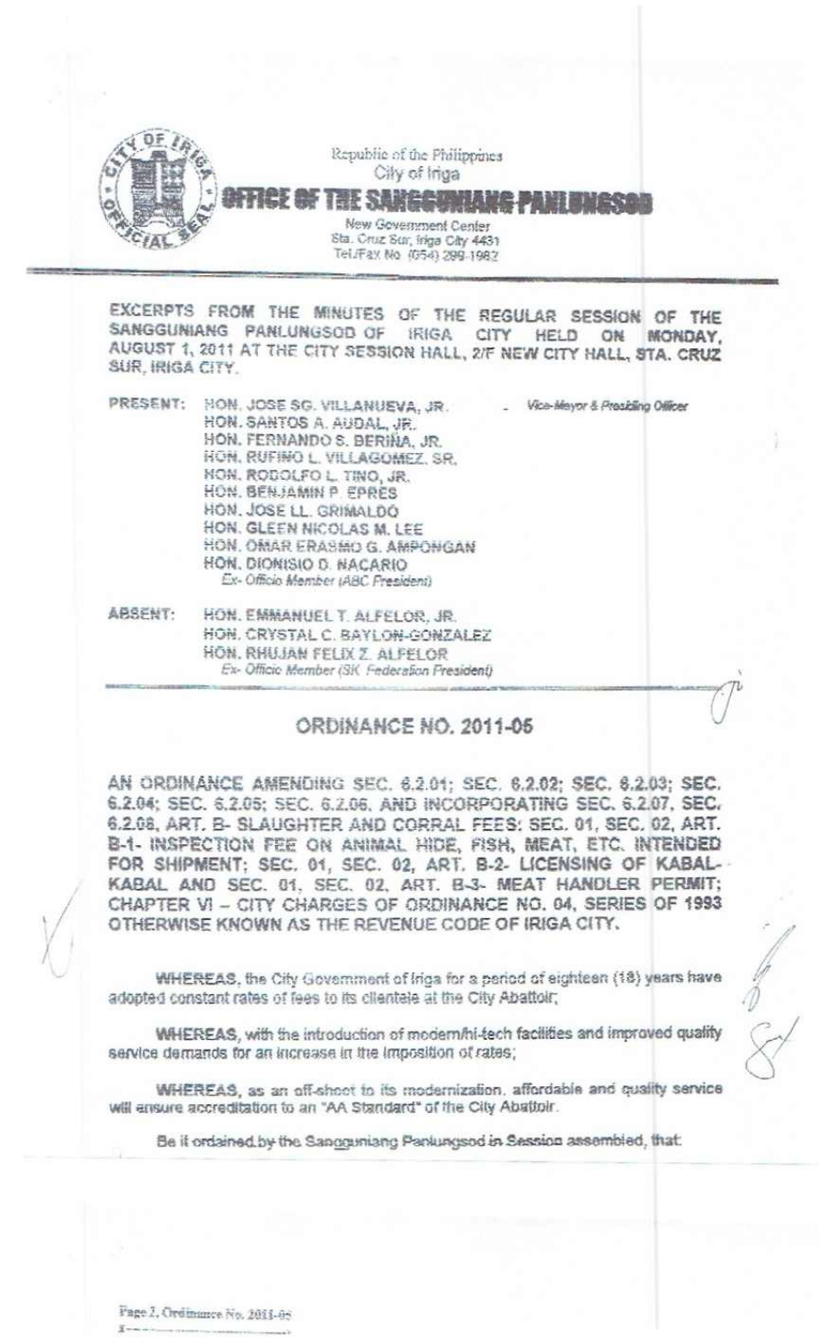Republic of the Philippines
City of Iriga

**OFFICE OF THE SANGGUNIANG PANLUNGSOD**

New Government Center
Sta. Cruz Sur, Iriga City 4431
Tel/Fax No. (054) 299-1982

EXCERPTS FROM THE MINUTES OF THE REGULAR SESSION OF THE SANGGUNIANG PANLUNGSOD OF IRIGA CITY HELD ON MONDAY, AUGUST 1, 2011 AT THE CITY SESSION HALL, 2/F NEW CITY HALL, STA. CRUZ SUR, IRIGA CITY.

PRESENT: HON. JOSE SG. VILLANUEVA, JR. - *Vice-Mayor & Presiding Officer*
HON. SANTOS A. AUDAL, JR.
HON. FERNANDO S. BERIÑA, JR.
HON. RUFINO L. VILLAGOMEZ, SR.
HON. RODOLFO L. TINO, JR.
HON. BENJAMIN P. EPRES
HON. JOSE LL. GRIMALDO
HON. GLEEN NICOLAS M. LEE
HON. OMAR ERASMO G. AMPONGAN
HON. DIONISIO D. NACARIO
*Ex- Officio Member (ABC President)*

ABSENT: HON. EMMANUEL T. ALFELOR, JR.
HON. CRYSTAL C. BAYLON-GONZALEZ
HON. RHUJAN FELIX Z. ALFELOR
*Ex- Officio Member (SK Federation President)*

## ORDINANCE NO. 2011-05

AN ORDINANCE AMENDING SEC. 6.2.01; SEC. 6.2.02; SEC. 6.2.03; SEC. 6.2.04; SEC. 6.2.05; SEC. 6.2.06, AND INCORPORATING SEC. 6.2.07, SEC. 6.2.08, ART. B- SLAUGHTER AND CORRAL FEES; SEC. 01, SEC. 02, ART. B-1- INSPECTION FEE ON ANIMAL HIDE, FISH, MEAT, ETC. INTENDED FOR SHIPMENT; SEC. 01, SEC. 02, ART. B-2- LICENSING OF KABAL-KABAL AND SEC. 01, SEC. 02, ART. B-3- MEAT HANDLER PERMIT; CHAPTER VI – CITY CHARGES OF ORDINANCE NO. 04, SERIES OF 1993 OTHERWISE KNOWN AS THE REVENUE CODE OF IRIGA CITY.

**WHEREAS**, the City Government of Iriga for a period of eighteen (18) years have adopted constant rates of fees to its clientele at the City Abattoir;

**WHEREAS**, with the introduction of modern/hi-tech facilities and improved quality service demands for an increase in the imposition of rates;

**WHEREAS**, as an off-shoot to its modernization, affordable and quality service will ensure accreditation to an "AA Standard" of the City Abattoir.

Be it ordained by the Sangguniang Panlungsod in Session assembled, that: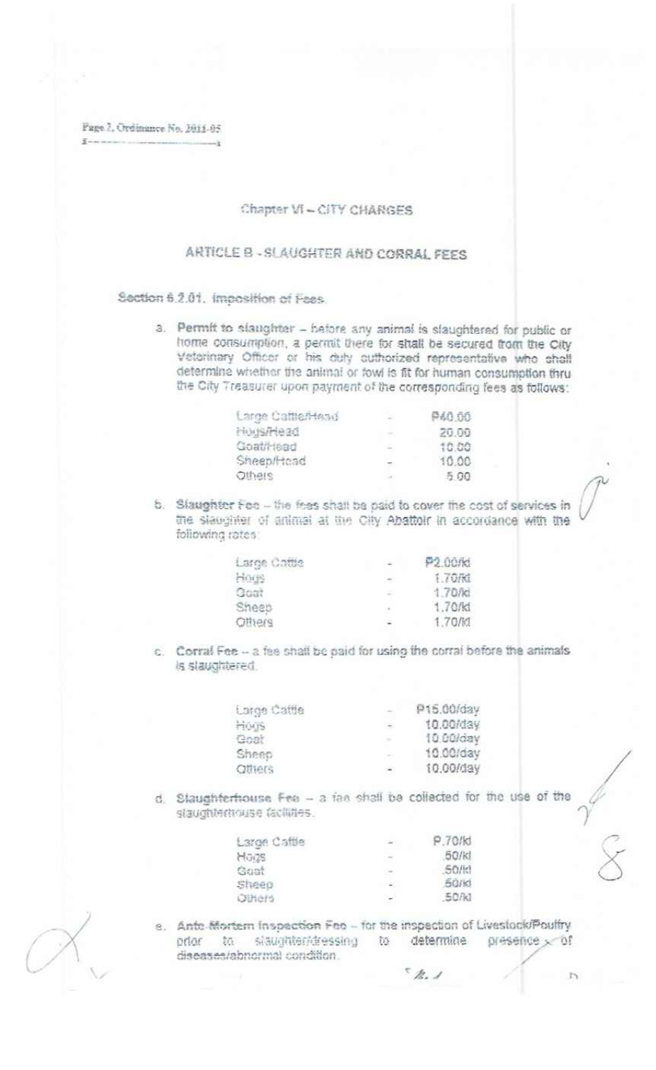## Chapter VI – CITY CHARGES

### ARTICLE B - SLAUGHTER AND CORRAL FEES

**Section 6.2.01. Imposition of Fees.**

a. **Permit to slaughter** – before any animal is slaughtered for public or home consumption, a permit there for shall be secured from the City Veterinary Officer or his duly authorized representative who shall determine whether the animal or fowl is fit for human consumption thru the City Treasurer upon payment of the corresponding fees as follows:

| | | |
|---|---|---|
| Large Cattle/Head | - | P40.00 |
| Hogs/Head | - | 20.00 |
| Goat/Head | - | 10.00 |
| Sheep/Head | - | 10.00 |
| Others | - | 5.00 |

b. **Slaughter Fee** – the fees shall be paid to cover the cost of services in the slaughter of animal at the City Abattoir in accordance with the following rates:

| | | |
|---|---|---|
| Large Cattle | - | P2.00/kl |
| Hogs | - | 1.70/kl |
| Goat | - | 1.70/kl |
| Sheep | - | 1.70/kl |
| Others | - | 1.70/kl |

c. **Corral Fee** – a fee shall be paid for using the corral before the animals is slaughtered.

| | | |
|---|---|---|
| Large Cattle | - | P15.00/day |
| Hogs | - | 10.00/day |
| Goat | - | 10.00/day |
| Sheep | - | 10.00/day |
| Others | - | 10.00/day |

d. **Slaughterhouse Fee** – a fee shall be collected for the use of the slaughterhouse facilities.

| | | |
|---|---|---|
| Large Cattle | - | P.70/kl |
| Hogs | - | .50/kl |
| Goat | - | .50/kl |
| Sheep | - | .50/kl |
| Others | - | .50/kl |

e. **Ante-Mortem Inspection Fee** – for the inspection of Livestock/Poultry prior to slaughter/dressing to determine presence of diseases/abnormal condition.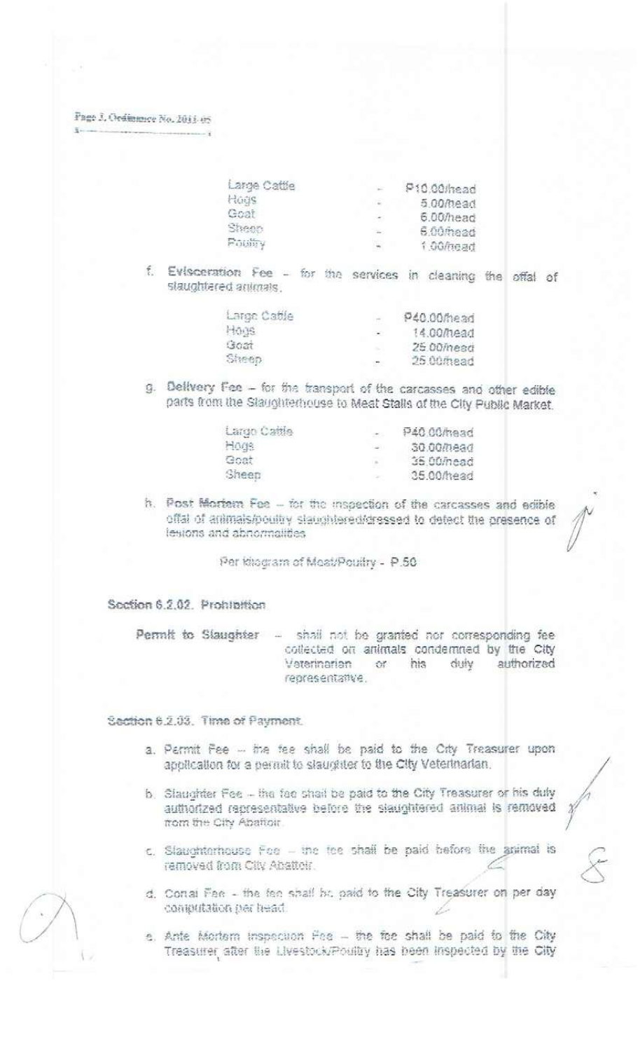| Large Cattle | - | P10.00/head |
|---|---|---|
| Hogs | - | 5.00/head |
| Goat | - | 6.00/head |
| Sheep | - | 6.00/head |
| Poultry | - | 1.00/head |

f. **Evisceration Fee** – for the services in cleaning the offal of slaughtered animals.

| Large Cattle | - | P40.00/head |
|---|---|---|
| Hogs | - | 14.00/head |
| Goat | - | 25.00/head |
| Sheep | - | 25.00/head |

g. **Delivery Fee** – for the transport of the carcasses and other edible parts from the Slaughterhouse to Meat Stalls of the City Public Market.

| Large Cattle | - | P40.00/head |
|---|---|---|
| Hogs | - | 30.00/head |
| Goat | - | 35.00/head |
| Sheep | - | 35.00/head |

h. **Post Mortem Fee** – for the inspection of the carcasses and edible offal of animals/poultry slaughtered/dressed to detect the presence of lesions and abnormalities

Per kilogram of Meat/Poultry - P.50

**Section 6.2.02. Prohibition**

**Permit to Slaughter** – shall not be granted nor corresponding fee collected on animals condemned by the City Veterinarian or his duly authorized representative.

**Section 6.2.03. Time of Payment.**

a. Permit Fee – the fee shall be paid to the City Treasurer upon application for a permit to slaughter to the City Veterinarian.

b. Slaughter Fee – the fee shall be paid to the City Treasurer or his duly authorized representative before the slaughtered animal is removed from the City Abattoir.

c. Slaughterhouse Fee – the fee shall be paid before the animal is removed from City Abattoir.

d. Corral Fee - the fee shall be paid to the City Treasurer on per day computation per head.

e. Ante Mortem Inspection Fee – the fee shall be paid to the City Treasurer after the Livestock/Poultry has been inspected by the City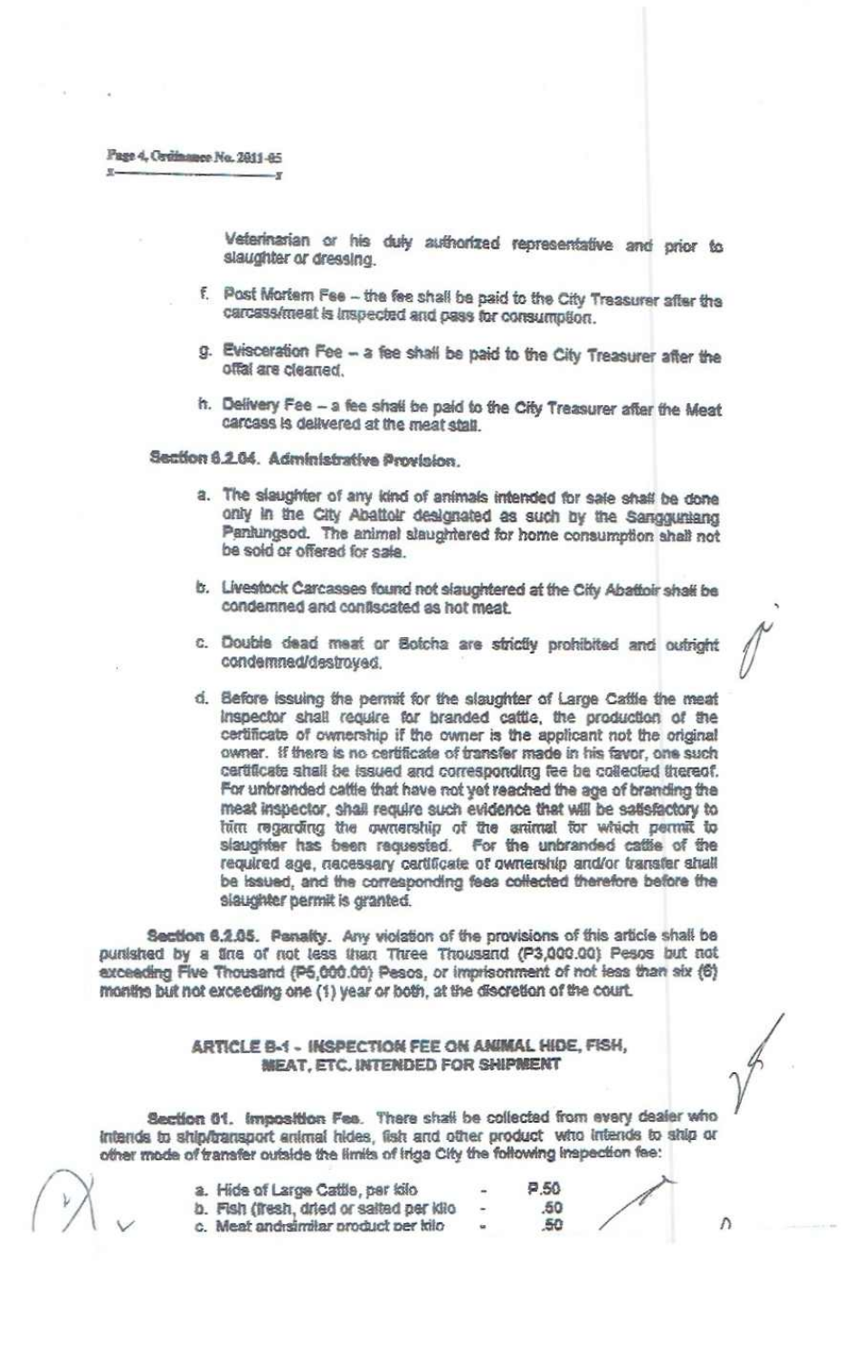Veterinarian or his duly authorized representative and prior to slaughter or dressing.

f. Post Mortem Fee – the fee shall be paid to the City Treasurer after the carcass/meat is inspected and pass for consumption.

g. Evisceration Fee – a fee shall be paid to the City Treasurer after the offal are cleaned.

h. Delivery Fee – a fee shall be paid to the City Treasurer after the Meat carcass is delivered at the meat stall.

**Section 6.2.04. Administrative Provision.**

a. The slaughter of any kind of animals intended for sale shall be done only in the City Abattoir designated as such by the Sangguniang Panlungsod. The animal slaughtered for home consumption shall not be sold or offered for sale.

b. Livestock Carcasses found not slaughtered at the City Abattoir shall be condemned and confiscated as hot meat.

c. Double dead meat or Botcha are strictly prohibited and outright condemned/destroyed.

d. Before issuing the permit for the slaughter of Large Cattle the meat inspector shall require for branded cattle, the production of the certificate of ownership if the owner is the applicant not the original owner. If there is no certificate of transfer made in his favor, one such certificate shall be issued and corresponding fee be collected thereof. For unbranded cattle that have not yet reached the age of branding the meat inspector, shall require such evidence that will be satisfactory to him regarding the ownership of the animal for which permit to slaughter has been requested. For the unbranded cattle of the required age, necessary certificate of ownership and/or transfer shall be issued, and the corresponding fees collected therefore before the slaughter permit is granted.

**Section 6.2.05. Penalty.** Any violation of the provisions of this article shall be punished by a fine of not less than Three Thousand (P3,000.00) Pesos but not exceeding Five Thousand (P5,000.00) Pesos, or imprisonment of not less than six (6) months but not exceeding one (1) year or both, at the discretion of the court.

## ARTICLE B-1 - INSPECTION FEE ON ANIMAL HIDE, FISH, MEAT, ETC. INTENDED FOR SHIPMENT

**Section 01. Imposition Fee.** There shall be collected from every dealer who intends to ship/transport animal hides, fish and other product who intends to ship or other mode of transfer outside the limits of Iriga City the following inspection fee:

| | | |
|---|---|---|
| a. Hide of Large Cattle, per kilo | - | P.50 |
| b. Fish (fresh, dried or salted per kilo | - | .50 |
| c. Meat and similar product per kilo | - | .50 |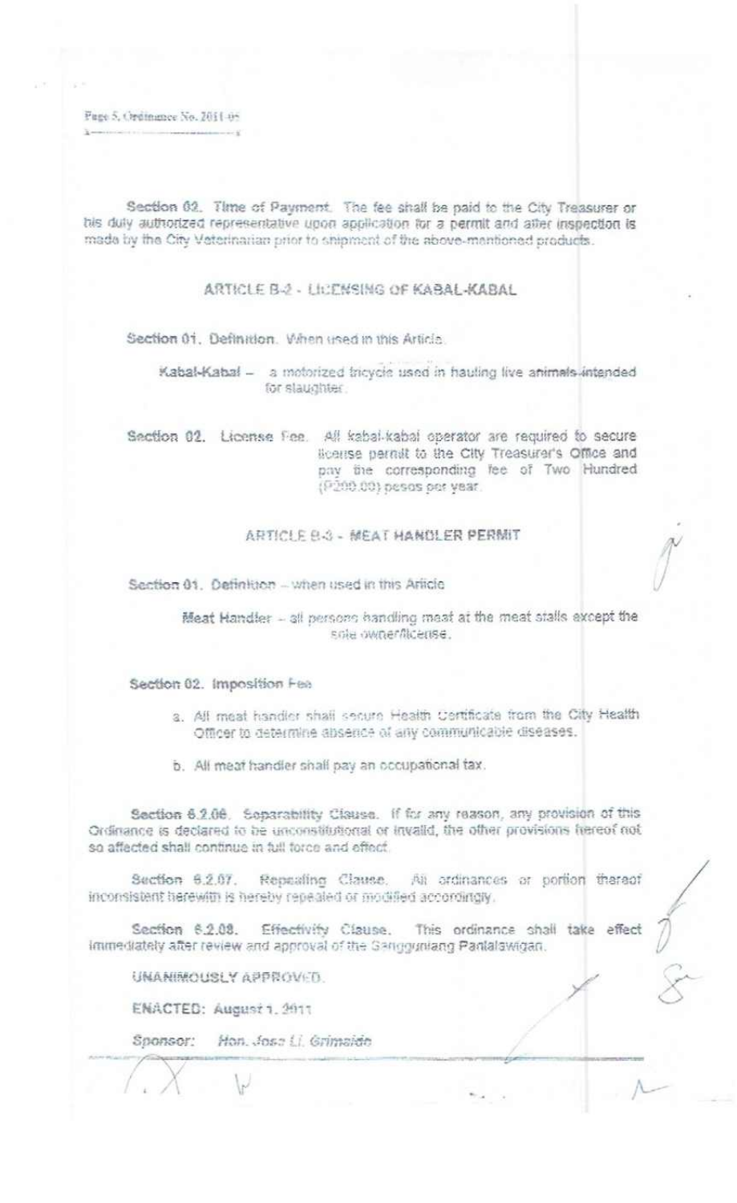Section 02. Time of Payment. The fee shall be paid to the City Treasurer or his duly authorized representative upon application for a permit and after inspection is made by the City Veterinarian prior to shipment of the above-mentioned products.

## ARTICLE B-2 - LICENSING OF KABAL-KABAL

Section 01. Definition. When used in this Article.

> Kabal-Kabal – a motorized tricycle used in hauling live animals intended for slaughter.

Section 02. License Fee. All kabal-kabal operator are required to secure license permit to the City Treasurer's Office and pay the corresponding fee of Two Hundred (₱200.00) pesos per year.

## ARTICLE B-3 - MEAT HANDLER PERMIT

Section 01. Definition – when used in this Article

> Meat Handler – all persons handling meat at the meat stalls except the sole owner/licensee.

Section 02. Imposition Fee

a. All meat handler shall secure Health Certificate from the City Health Officer to determine absence of any communicable diseases.

b. All meat handler shall pay an occupational tax.

Section 6.2.06. Separability Clause. If for any reason, any provision of this Ordinance is declared to be unconstitutional or invalid, the other provisions hereof not so affected shall continue in full force and effect.

Section 6.2.07. Repealing Clause. All ordinances or portion thereof inconsistent herewith is hereby repealed or modified accordingly.

Section 6.2.08. Effectivity Clause. This ordinance shall take effect immediately after review and approval of the Sangguniang Panlalawigan.

UNANIMOUSLY APPROVED.

ENACTED: August 1, 2011

Sponsor: Hon. Jose Li. Grimaldo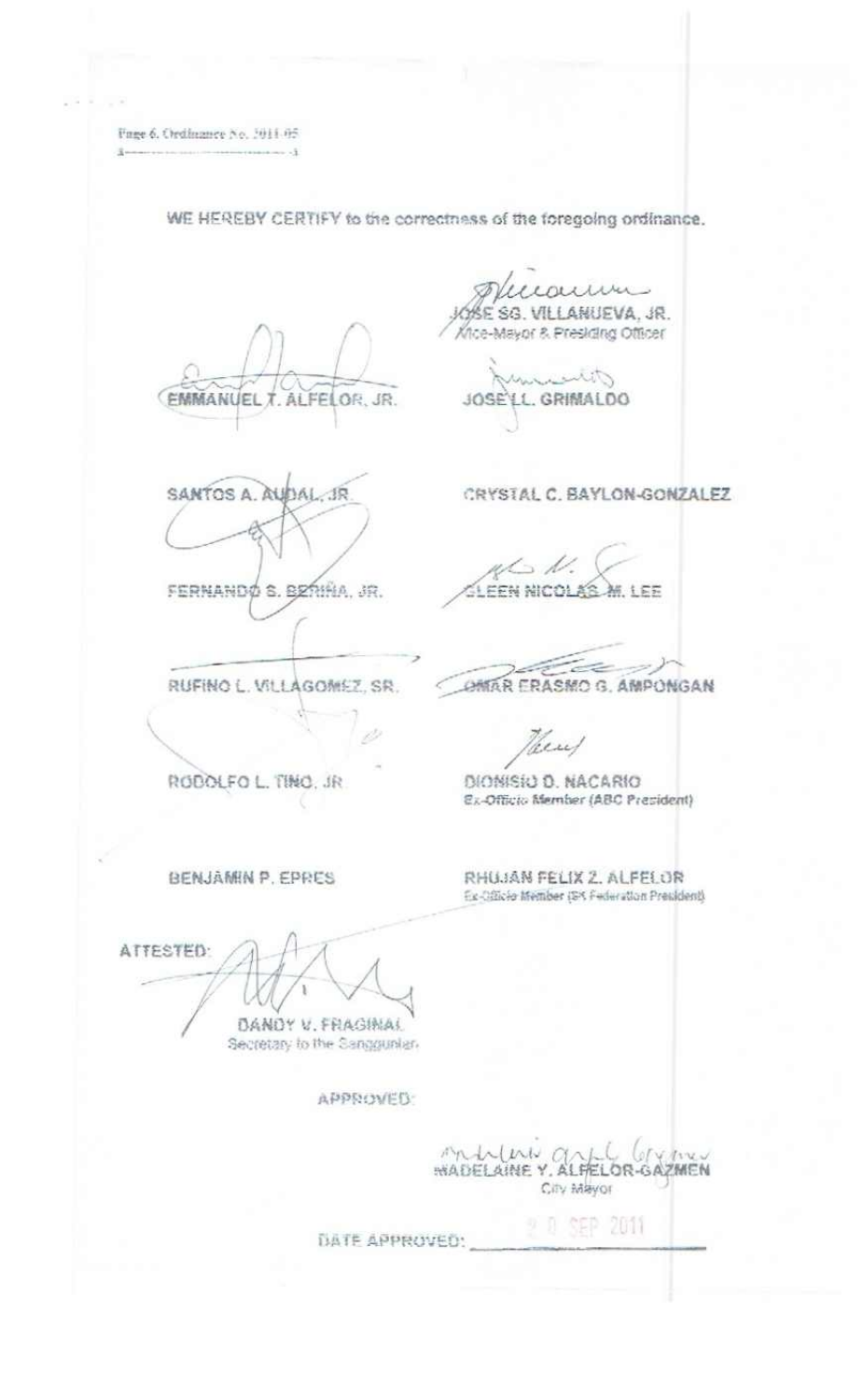Page 6, Ordinance No. 2011-05
x------------------------------------x

WE HEREBY CERTIFY to the correctness of the foregoing ordinance.

JOSE SG. VILLANUEVA, JR.
Vice-Mayor & Presiding Officer

| | |
|---|---|
| EMMANUEL T. ALFELOR, JR. | JOSE LL. GRIMALDO |
| SANTOS A. AUDAL, JR. | CRYSTAL C. BAYLON-GONZALEZ |
| FERNANDO S. BERIÑA, JR. | GLEEN NICOLAS M. LEE |
| RUFINO L. VILLAGOMEZ, SR. | OMAR ERASMO G. AMPONGAN |
| RODOLFO L. TINO, JR. | DIONISIO D. NACARIO<br>Ex-Officio Member (ABC President) |
| BENJAMIN P. EPRES | RHUJAN FELIX Z. ALFELOR<br>Ex-Officio Member (SK Federation President) |

ATTESTED:

DANDY V. FRAGINAL
Secretary to the Sanggunian

APPROVED:

MADELAINE Y. ALFELOR-GAZMEN
City Mayor

DATE APPROVED: 2 0 SEP 2011